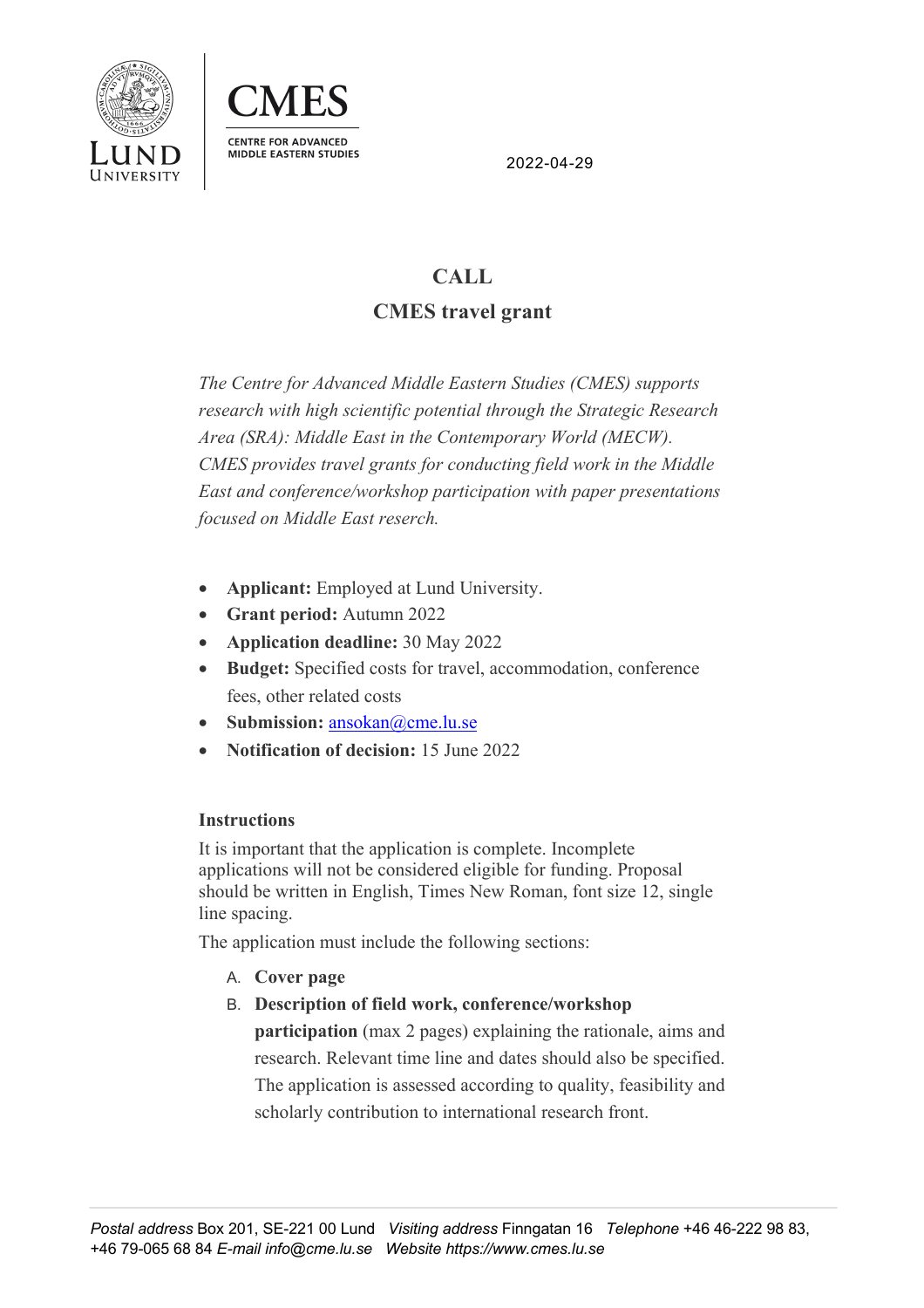CMES

CENTRE FOR ADVANCED MIDDLE EASTERN STUDIES

2022-04-29

# CALL

## CMES travel grant

*The Centre for Advanced Middle Eastern Studies (CMES) supports research with high scientific potential through the Strategic Research Area (SRA): Middle East in the Contemporary World (MECW). CMES provides travel grants for conducting field work in the Middle East and conference/workshop participation with paper presentations focused on Middle East research.*

- **Applicant:** Employed at Lund University.
- **Grant period:** Autumn 2022
- **Application deadline:** 30 May 2022
- **Budget:** Specified costs for travel, accommodation, conference fees, other related costs
- **Submission:** ansokan@cme.lu.se
- **Notification of decision:** 15 June 2022

### Instructions

It is important that the application is complete. Incomplete applications will not be considered eligible for funding. Proposal should be written in English, Times New Roman, font size 12, single line spacing.

The application must include the following sections:

A. **Cover page**

B. **Description of field work, conference/workshop participation** (max 2 pages) explaining the rationale, aims and research. Relevant time line and dates should also be specified. The application is assessed according to quality, feasibility and scholarly contribution to international research front.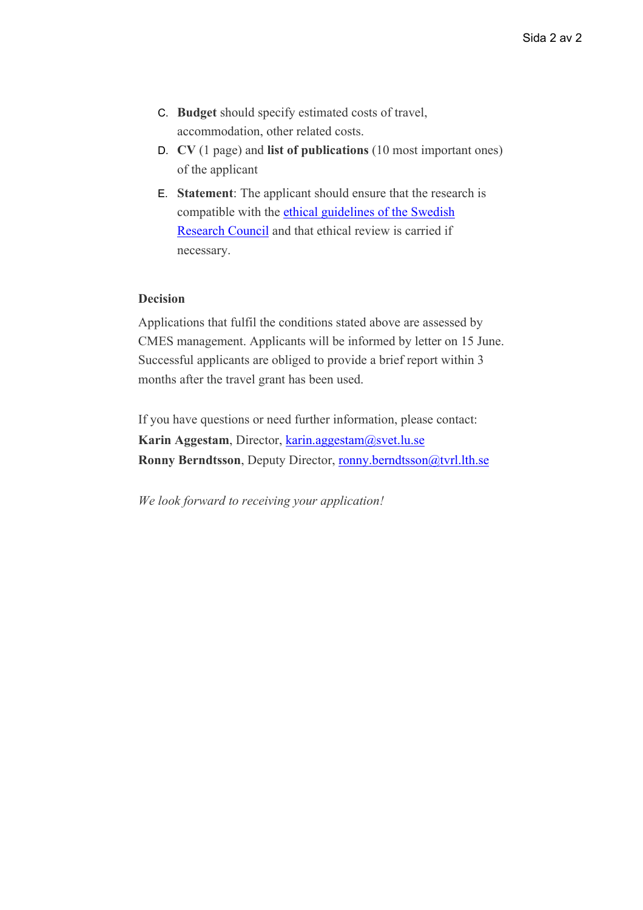C. **Budget** should specify estimated costs of travel, accommodation, other related costs.

D. **CV** (1 page) and **list of publications** (10 most important ones) of the applicant

E. **Statement**: The applicant should ensure that the research is compatible with the ethical guidelines of the Swedish Research Council and that ethical review is carried if necessary.

**Decision**

Applications that fulfil the conditions stated above are assessed by CMES management. Applicants will be informed by letter on 15 June. Successful applicants are obliged to provide a brief report within 3 months after the travel grant has been used.

If you have questions or need further information, please contact:
**Karin Aggestam**, Director, karin.aggestam@svet.lu.se
**Ronny Berndtsson**, Deputy Director, ronny.berndtsson@tvrl.lth.se

*We look forward to receiving your application!*